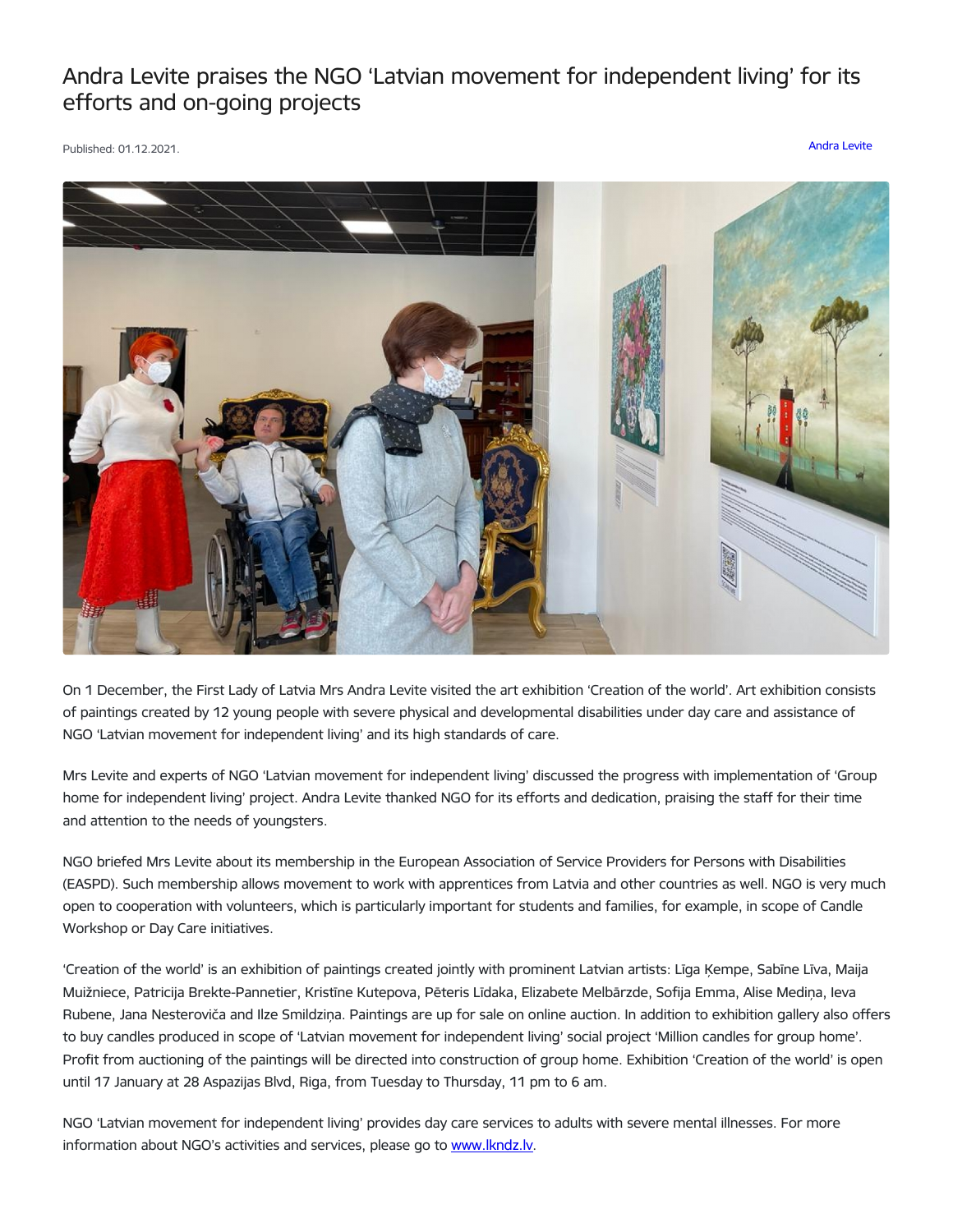# Andra Levite praises the NGO 'Latvian movement for independent living' for its efforts and on-going projects

Published: 01.12.2021.

Andra Levite

On 1 December, the First Lady of Latvia Mrs Andra Levite visited the art exhibition 'Creation of the world'. Art exhibition consists of paintings created by 12 young people with severe physical and developmental disabilities under day care and assistance of NGO 'Latvian movement for independent living' and its high standards of care.

Mrs Levite and experts of NGO 'Latvian movement for independent living' discussed the progress with implementation of 'Group home for independent living' project. Andra Levite thanked NGO for its efforts and dedication, praising the staff for their time and attention to the needs of youngsters.

NGO briefed Mrs Levite about its membership in the European Association of Service Providers for Persons with Disabilities (EASPD). Such membership allows movement to work with apprentices from Latvia and other countries as well. NGO is very much open to cooperation with volunteers, which is particularly important for students and families, for example, in scope of Candle Workshop or Day Care initiatives.

'Creation of the world' is an exhibition of paintings created jointly with prominent Latvian artists: Līga Ķempe, Sabīne Līva, Maija Muižniece, Patricija Brekte-Pannetier, Kristīne Kutepova, Pēteris Līdaka, Elizabete Melbārzde, Sofija Emma, Alise Mediņa, Ieva Rubene, Jana Nesteroviča and Ilze Smildziņa. Paintings are up for sale on online auction. In addition to exhibition gallery also offers to buy candles produced in scope of 'Latvian movement for independent living' social project 'Million candles for group home'. Profit from auctioning of the paintings will be directed into construction of group home. Exhibition 'Creation of the world' is open until 17 January at 28 Aspazijas Blvd, Riga, from Tuesday to Thursday, 11 pm to 6 am.

NGO 'Latvian movement for independent living' provides day care services to adults with severe mental illnesses. For more information about NGO's activities and services, please go to www.lkndz.lv.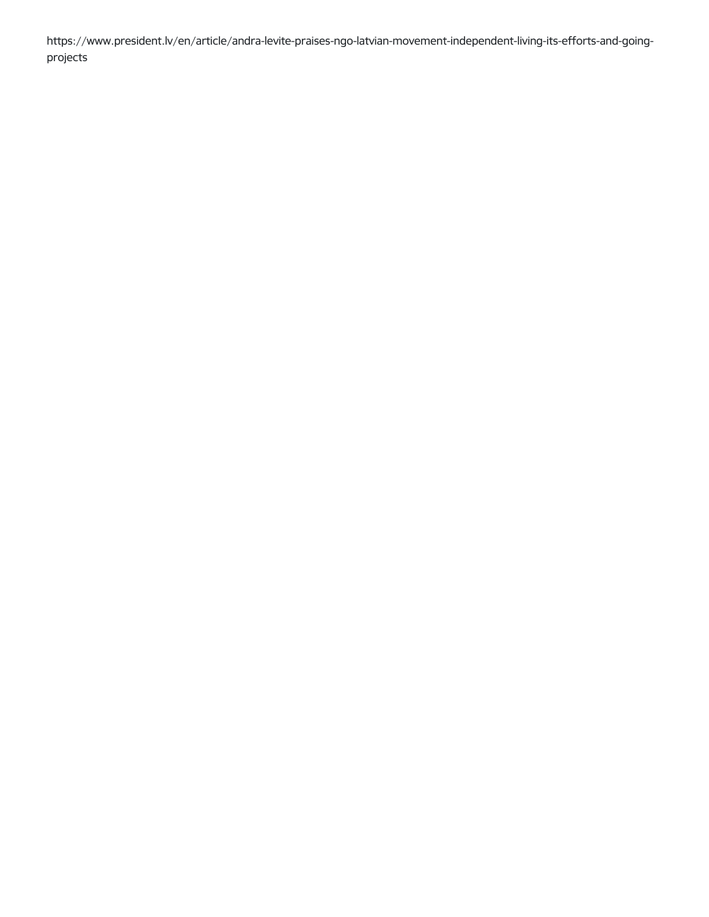https://www.president.lv/en/article/andra-levite-praises-ngo-latvian-movement-independent-living-its-efforts-and-going-projects